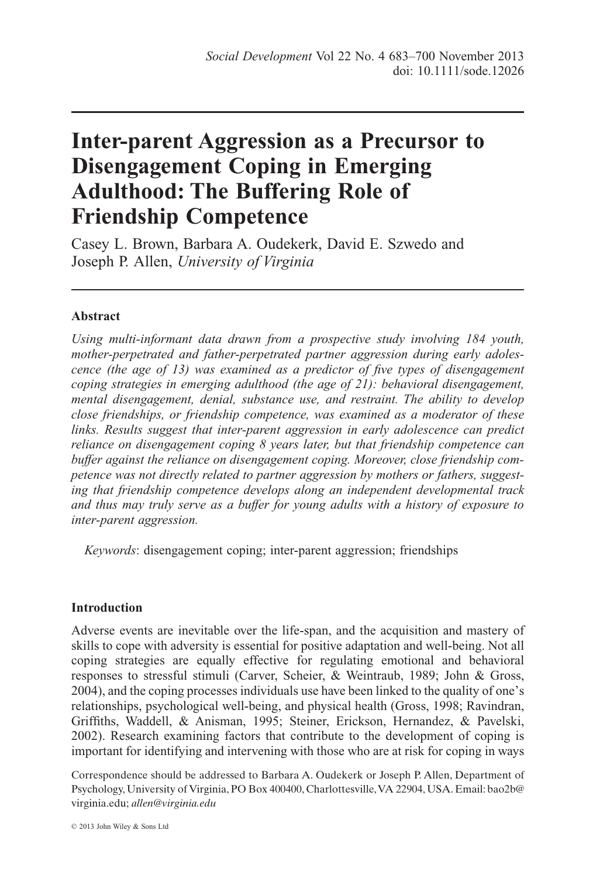# Inter-parent Aggression as a Precursor to Disengagement Coping in Emerging Adulthood: The Buffering Role of Friendship Competence

Casey L. Brown, Barbara A. Oudekerk, David E. Szwedo and Joseph P. Allen, *University of Virginia*

## Abstract

*Using multi-informant data drawn from a prospective study involving 184 youth, mother-perpetrated and father-perpetrated partner aggression during early adolescence (the age of 13) was examined as a predictor of five types of disengagement coping strategies in emerging adulthood (the age of 21): behavioral disengagement, mental disengagement, denial, substance use, and restraint. The ability to develop close friendships, or friendship competence, was examined as a moderator of these links. Results suggest that inter-parent aggression in early adolescence can predict reliance on disengagement coping 8 years later, but that friendship competence can buffer against the reliance on disengagement coping. Moreover, close friendship competence was not directly related to partner aggression by mothers or fathers, suggesting that friendship competence develops along an independent developmental track and thus may truly serve as a buffer for young adults with a history of exposure to inter-parent aggression.*

*Keywords*: disengagement coping; inter-parent aggression; friendships

## Introduction

Adverse events are inevitable over the life-span, and the acquisition and mastery of skills to cope with adversity is essential for positive adaptation and well-being. Not all coping strategies are equally effective for regulating emotional and behavioral responses to stressful stimuli (Carver, Scheier, & Weintraub, 1989; John & Gross, 2004), and the coping processes individuals use have been linked to the quality of one's relationships, psychological well-being, and physical health (Gross, 1998; Ravindran, Griffiths, Waddell, & Anisman, 1995; Steiner, Erickson, Hernandez, & Pavelski, 2002). Research examining factors that contribute to the development of coping is important for identifying and intervening with those who are at risk for coping in ways

Correspondence should be addressed to Barbara A. Oudekerk or Joseph P. Allen, Department of Psychology, University of Virginia, PO Box 400400, Charlottesville, VA 22904, USA. Email: bao2b@virginia.edu; *allen@virginia.edu*

© 2013 John Wiley & Sons Ltd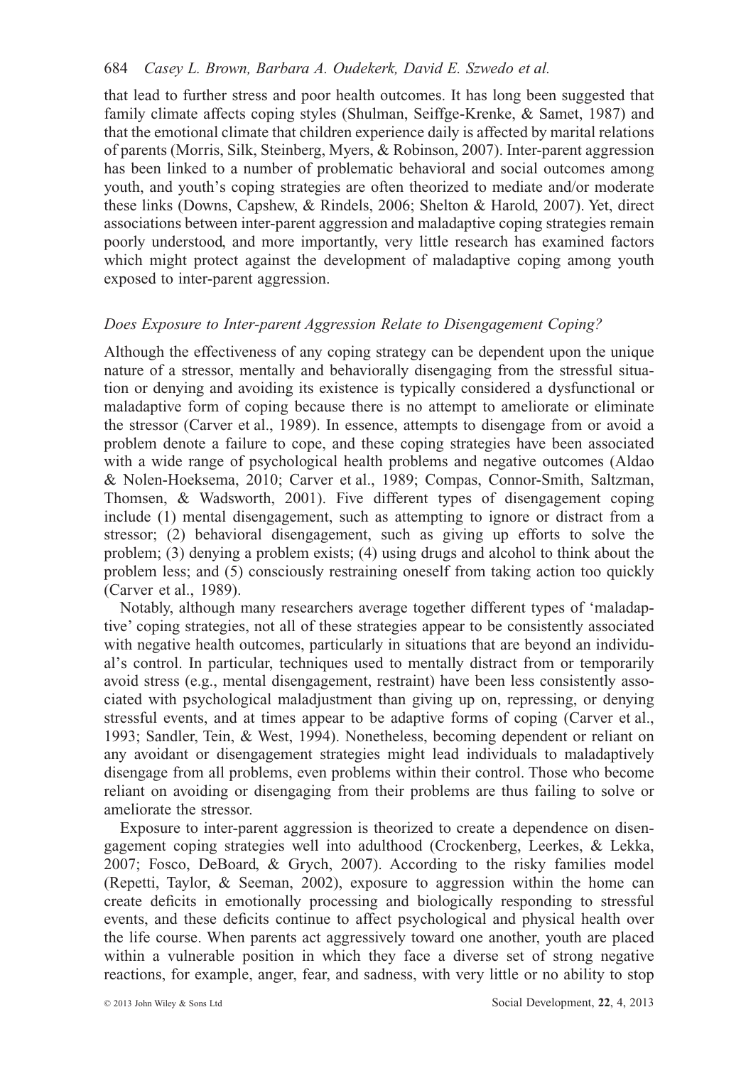that lead to further stress and poor health outcomes. It has long been suggested that family climate affects coping styles (Shulman, Seiffge-Krenke, & Samet, 1987) and that the emotional climate that children experience daily is affected by marital relations of parents (Morris, Silk, Steinberg, Myers, & Robinson, 2007). Inter-parent aggression has been linked to a number of problematic behavioral and social outcomes among youth, and youth's coping strategies are often theorized to mediate and/or moderate these links (Downs, Capshew, & Rindels, 2006; Shelton & Harold, 2007). Yet, direct associations between inter-parent aggression and maladaptive coping strategies remain poorly understood, and more importantly, very little research has examined factors which might protect against the development of maladaptive coping among youth exposed to inter-parent aggression.

### *Does Exposure to Inter-parent Aggression Relate to Disengagement Coping?*

Although the effectiveness of any coping strategy can be dependent upon the unique nature of a stressor, mentally and behaviorally disengaging from the stressful situation or denying and avoiding its existence is typically considered a dysfunctional or maladaptive form of coping because there is no attempt to ameliorate or eliminate the stressor (Carver et al., 1989). In essence, attempts to disengage from or avoid a problem denote a failure to cope, and these coping strategies have been associated with a wide range of psychological health problems and negative outcomes (Aldao & Nolen-Hoeksema, 2010; Carver et al., 1989; Compas, Connor-Smith, Saltzman, Thomsen, & Wadsworth, 2001). Five different types of disengagement coping include (1) mental disengagement, such as attempting to ignore or distract from a stressor; (2) behavioral disengagement, such as giving up efforts to solve the problem; (3) denying a problem exists; (4) using drugs and alcohol to think about the problem less; and (5) consciously restraining oneself from taking action too quickly (Carver et al., 1989).

Notably, although many researchers average together different types of 'maladaptive' coping strategies, not all of these strategies appear to be consistently associated with negative health outcomes, particularly in situations that are beyond an individual's control. In particular, techniques used to mentally distract from or temporarily avoid stress (e.g., mental disengagement, restraint) have been less consistently associated with psychological maladjustment than giving up on, repressing, or denying stressful events, and at times appear to be adaptive forms of coping (Carver et al., 1993; Sandler, Tein, & West, 1994). Nonetheless, becoming dependent or reliant on any avoidant or disengagement strategies might lead individuals to maladaptively disengage from all problems, even problems within their control. Those who become reliant on avoiding or disengaging from their problems are thus failing to solve or ameliorate the stressor.

Exposure to inter-parent aggression is theorized to create a dependence on disengagement coping strategies well into adulthood (Crockenberg, Leerkes, & Lekka, 2007; Fosco, DeBoard, & Grych, 2007). According to the risky families model (Repetti, Taylor, & Seeman, 2002), exposure to aggression within the home can create deficits in emotionally processing and biologically responding to stressful events, and these deficits continue to affect psychological and physical health over the life course. When parents act aggressively toward one another, youth are placed within a vulnerable position in which they face a diverse set of strong negative reactions, for example, anger, fear, and sadness, with very little or no ability to stop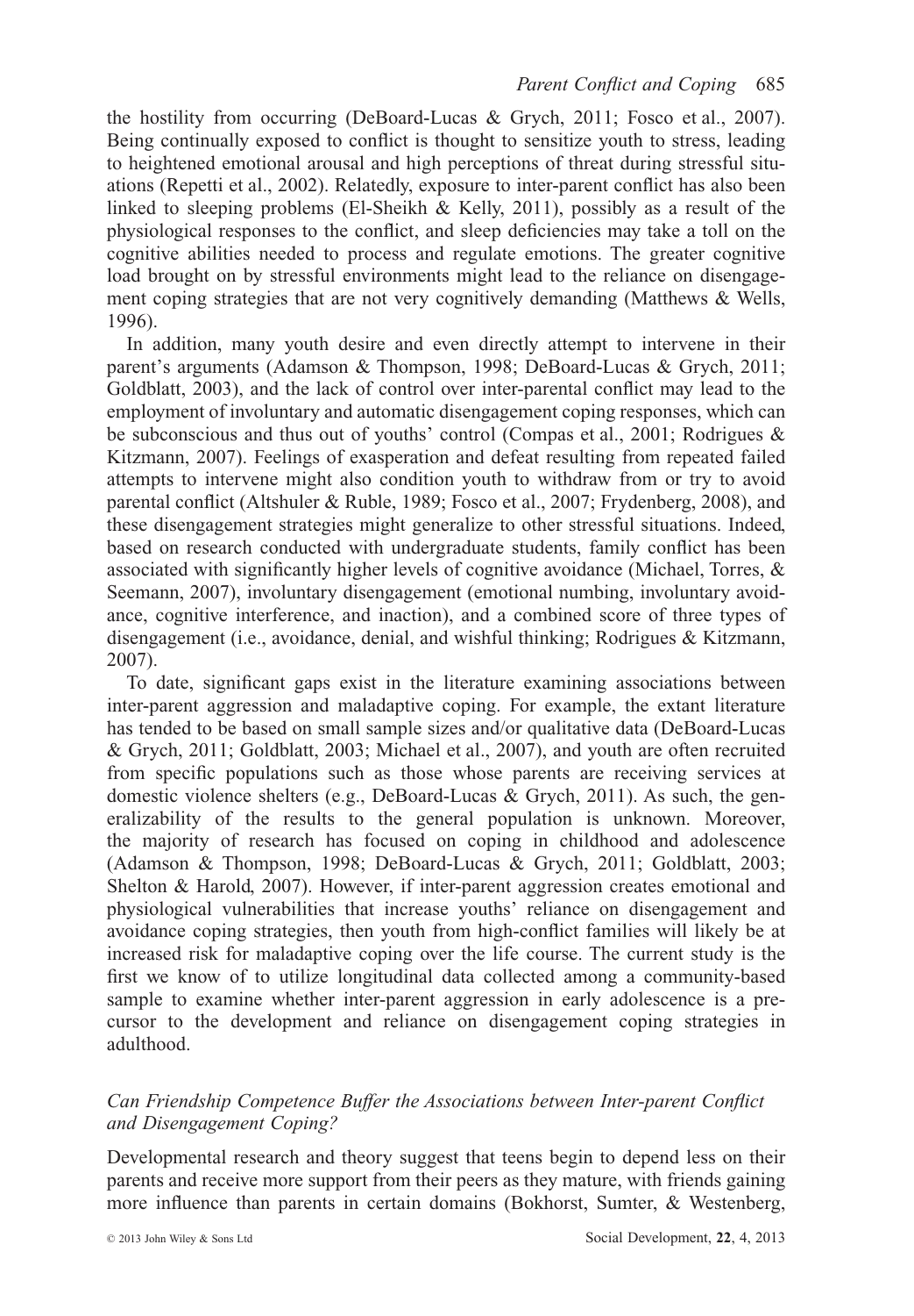the hostility from occurring (DeBoard-Lucas & Grych, 2011; Fosco et al., 2007). Being continually exposed to conflict is thought to sensitize youth to stress, leading to heightened emotional arousal and high perceptions of threat during stressful situations (Repetti et al., 2002). Relatedly, exposure to inter-parent conflict has also been linked to sleeping problems (El-Sheikh & Kelly, 2011), possibly as a result of the physiological responses to the conflict, and sleep deficiencies may take a toll on the cognitive abilities needed to process and regulate emotions. The greater cognitive load brought on by stressful environments might lead to the reliance on disengagement coping strategies that are not very cognitively demanding (Matthews & Wells, 1996).

In addition, many youth desire and even directly attempt to intervene in their parent's arguments (Adamson & Thompson, 1998; DeBoard-Lucas & Grych, 2011; Goldblatt, 2003), and the lack of control over inter-parental conflict may lead to the employment of involuntary and automatic disengagement coping responses, which can be subconscious and thus out of youths' control (Compas et al., 2001; Rodrigues & Kitzmann, 2007). Feelings of exasperation and defeat resulting from repeated failed attempts to intervene might also condition youth to withdraw from or try to avoid parental conflict (Altshuler & Ruble, 1989; Fosco et al., 2007; Frydenberg, 2008), and these disengagement strategies might generalize to other stressful situations. Indeed, based on research conducted with undergraduate students, family conflict has been associated with significantly higher levels of cognitive avoidance (Michael, Torres, & Seemann, 2007), involuntary disengagement (emotional numbing, involuntary avoidance, cognitive interference, and inaction), and a combined score of three types of disengagement (i.e., avoidance, denial, and wishful thinking; Rodrigues & Kitzmann, 2007).

To date, significant gaps exist in the literature examining associations between inter-parent aggression and maladaptive coping. For example, the extant literature has tended to be based on small sample sizes and/or qualitative data (DeBoard-Lucas & Grych, 2011; Goldblatt, 2003; Michael et al., 2007), and youth are often recruited from specific populations such as those whose parents are receiving services at domestic violence shelters (e.g., DeBoard-Lucas & Grych, 2011). As such, the generalizability of the results to the general population is unknown. Moreover, the majority of research has focused on coping in childhood and adolescence (Adamson & Thompson, 1998; DeBoard-Lucas & Grych, 2011; Goldblatt, 2003; Shelton & Harold, 2007). However, if inter-parent aggression creates emotional and physiological vulnerabilities that increase youths' reliance on disengagement and avoidance coping strategies, then youth from high-conflict families will likely be at increased risk for maladaptive coping over the life course. The current study is the first we know of to utilize longitudinal data collected among a community-based sample to examine whether inter-parent aggression in early adolescence is a precursor to the development and reliance on disengagement coping strategies in adulthood.

### *Can Friendship Competence Buffer the Associations between Inter-parent Conflict and Disengagement Coping?*

Developmental research and theory suggest that teens begin to depend less on their parents and receive more support from their peers as they mature, with friends gaining more influence than parents in certain domains (Bokhorst, Sumter, & Westenberg,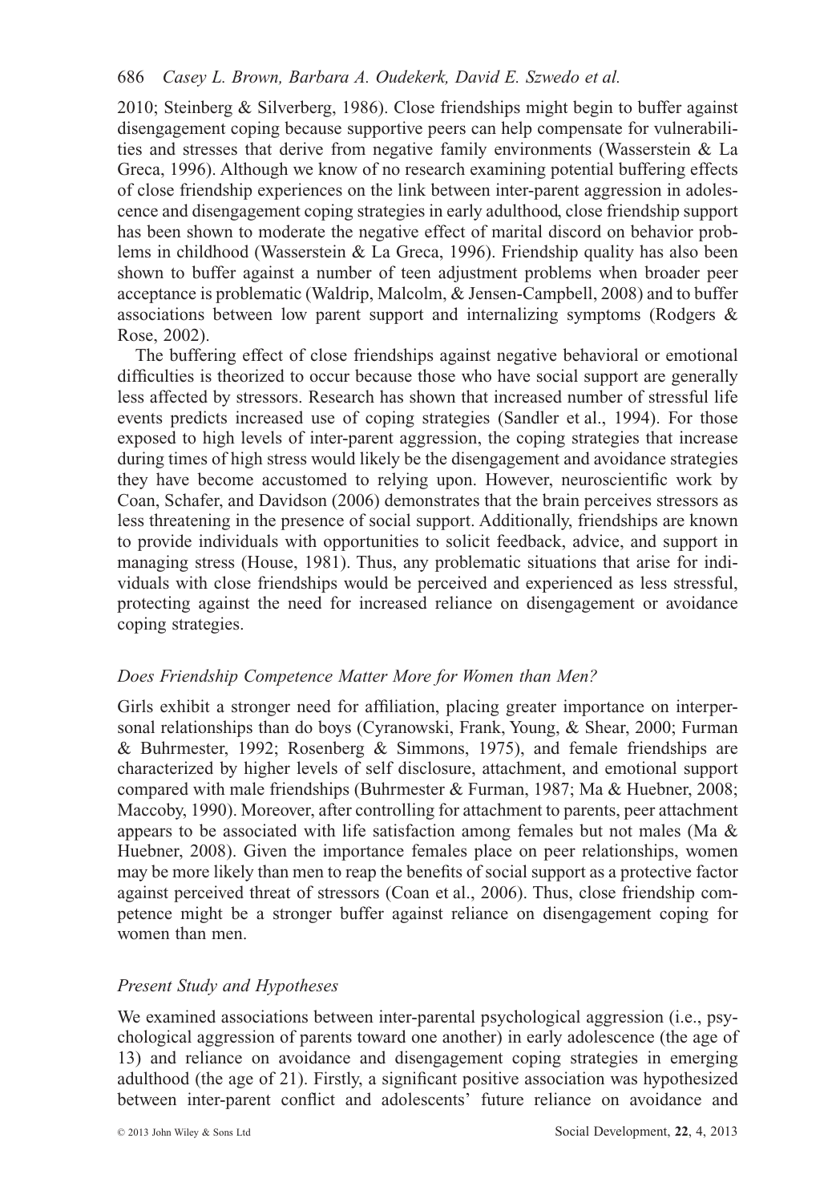2010; Steinberg & Silverberg, 1986). Close friendships might begin to buffer against disengagement coping because supportive peers can help compensate for vulnerabilities and stresses that derive from negative family environments (Wasserstein & La Greca, 1996). Although we know of no research examining potential buffering effects of close friendship experiences on the link between inter-parent aggression in adolescence and disengagement coping strategies in early adulthood, close friendship support has been shown to moderate the negative effect of marital discord on behavior problems in childhood (Wasserstein & La Greca, 1996). Friendship quality has also been shown to buffer against a number of teen adjustment problems when broader peer acceptance is problematic (Waldrip, Malcolm, & Jensen-Campbell, 2008) and to buffer associations between low parent support and internalizing symptoms (Rodgers & Rose, 2002).

The buffering effect of close friendships against negative behavioral or emotional difficulties is theorized to occur because those who have social support are generally less affected by stressors. Research has shown that increased number of stressful life events predicts increased use of coping strategies (Sandler et al., 1994). For those exposed to high levels of inter-parent aggression, the coping strategies that increase during times of high stress would likely be the disengagement and avoidance strategies they have become accustomed to relying upon. However, neuroscientific work by Coan, Schafer, and Davidson (2006) demonstrates that the brain perceives stressors as less threatening in the presence of social support. Additionally, friendships are known to provide individuals with opportunities to solicit feedback, advice, and support in managing stress (House, 1981). Thus, any problematic situations that arise for individuals with close friendships would be perceived and experienced as less stressful, protecting against the need for increased reliance on disengagement or avoidance coping strategies.

### *Does Friendship Competence Matter More for Women than Men?*

Girls exhibit a stronger need for affiliation, placing greater importance on interpersonal relationships than do boys (Cyranowski, Frank, Young, & Shear, 2000; Furman & Buhrmester, 1992; Rosenberg & Simmons, 1975), and female friendships are characterized by higher levels of self disclosure, attachment, and emotional support compared with male friendships (Buhrmester & Furman, 1987; Ma & Huebner, 2008; Maccoby, 1990). Moreover, after controlling for attachment to parents, peer attachment appears to be associated with life satisfaction among females but not males (Ma & Huebner, 2008). Given the importance females place on peer relationships, women may be more likely than men to reap the benefits of social support as a protective factor against perceived threat of stressors (Coan et al., 2006). Thus, close friendship competence might be a stronger buffer against reliance on disengagement coping for women than men.

### *Present Study and Hypotheses*

We examined associations between inter-parental psychological aggression (i.e., psychological aggression of parents toward one another) in early adolescence (the age of 13) and reliance on avoidance and disengagement coping strategies in emerging adulthood (the age of 21). Firstly, a significant positive association was hypothesized between inter-parent conflict and adolescents' future reliance on avoidance and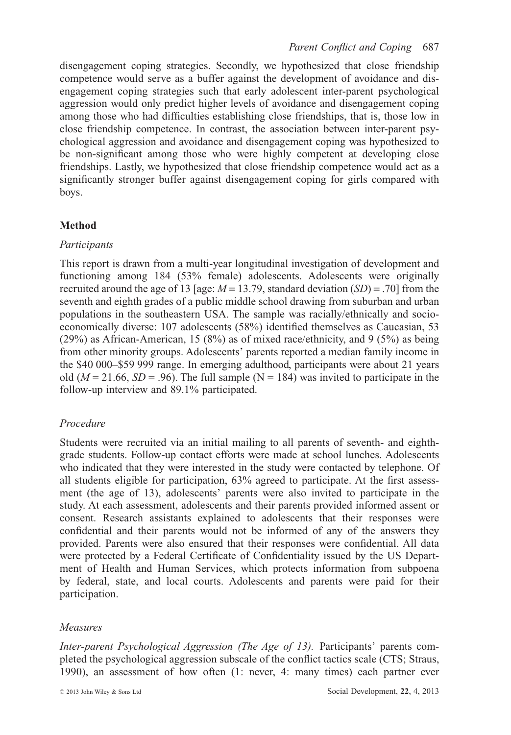disengagement coping strategies. Secondly, we hypothesized that close friendship competence would serve as a buffer against the development of avoidance and disengagement coping strategies such that early adolescent inter-parent psychological aggression would only predict higher levels of avoidance and disengagement coping among those who had difficulties establishing close friendships, that is, those low in close friendship competence. In contrast, the association between inter-parent psychological aggression and avoidance and disengagement coping was hypothesized to be non-significant among those who were highly competent at developing close friendships. Lastly, we hypothesized that close friendship competence would act as a significantly stronger buffer against disengagement coping for girls compared with boys.

## Method

### *Participants*

This report is drawn from a multi-year longitudinal investigation of development and functioning among 184 (53% female) adolescents. Adolescents were originally recruited around the age of 13 [age: $M = 13.79$, standard deviation ($SD$) = .70] from the seventh and eighth grades of a public middle school drawing from suburban and urban populations in the southeastern USA. The sample was racially/ethnically and socioeconomically diverse: 107 adolescents (58%) identified themselves as Caucasian, 53 (29%) as African-American, 15 (8%) as of mixed race/ethnicity, and 9 (5%) as being from other minority groups. Adolescents' parents reported a median family income in the \$40 000–\$59 999 range. In emerging adulthood, participants were about 21 years old ($M = 21.66$, $SD = .96$). The full sample (N = 184) was invited to participate in the follow-up interview and 89.1% participated.

### *Procedure*

Students were recruited via an initial mailing to all parents of seventh- and eighth-grade students. Follow-up contact efforts were made at school lunches. Adolescents who indicated that they were interested in the study were contacted by telephone. Of all students eligible for participation, 63% agreed to participate. At the first assessment (the age of 13), adolescents' parents were also invited to participate in the study. At each assessment, adolescents and their parents provided informed assent or consent. Research assistants explained to adolescents that their responses were confidential and their parents would not be informed of any of the answers they provided. Parents were also ensured that their responses were confidential. All data were protected by a Federal Certificate of Confidentiality issued by the US Department of Health and Human Services, which protects information from subpoena by federal, state, and local courts. Adolescents and parents were paid for their participation.

### *Measures*

*Inter-parent Psychological Aggression (The Age of 13).* Participants' parents completed the psychological aggression subscale of the conflict tactics scale (CTS; Straus, 1990), an assessment of how often (1: never, 4: many times) each partner ever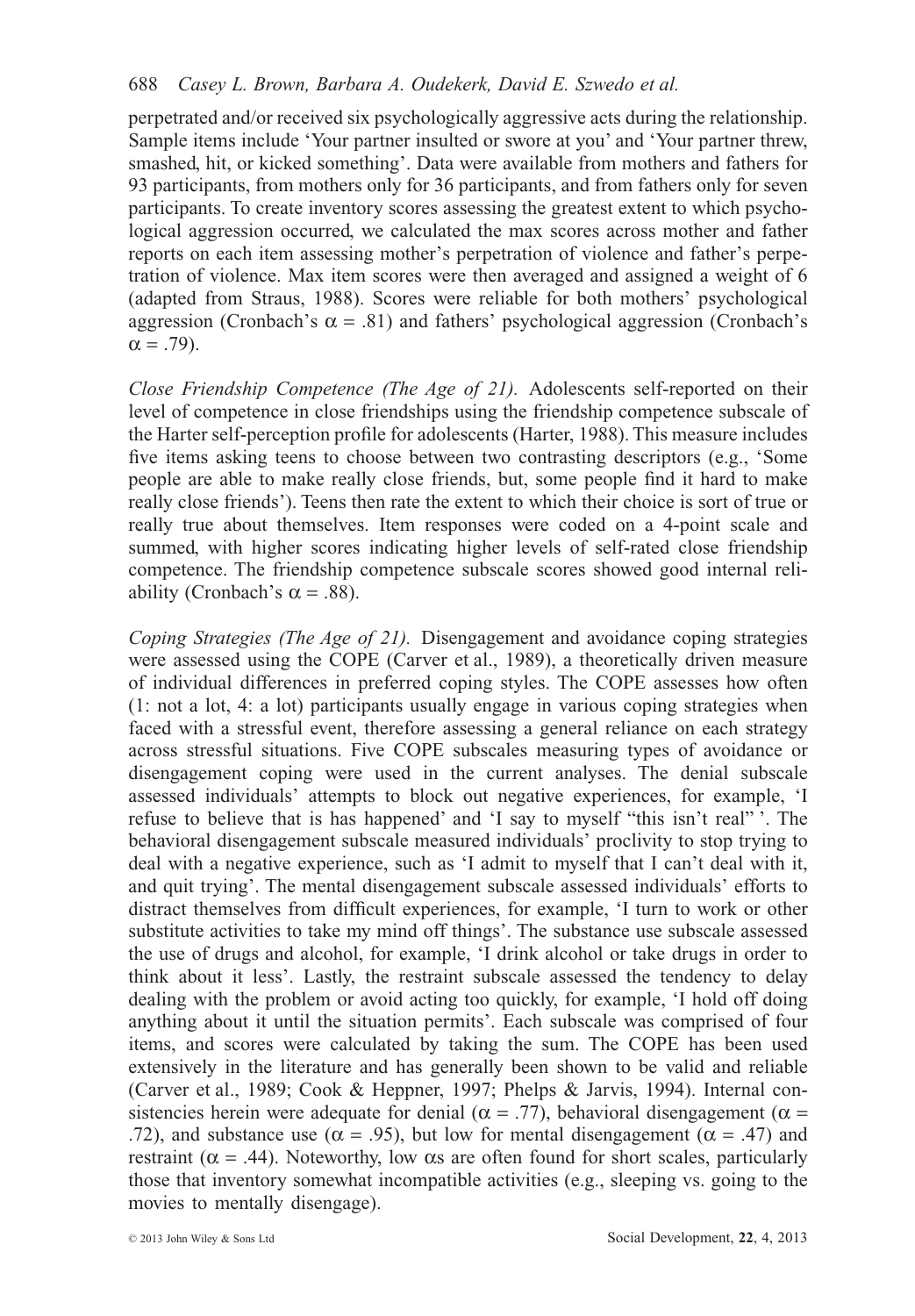perpetrated and/or received six psychologically aggressive acts during the relationship. Sample items include 'Your partner insulted or swore at you' and 'Your partner threw, smashed, hit, or kicked something'. Data were available from mothers and fathers for 93 participants, from mothers only for 36 participants, and from fathers only for seven participants. To create inventory scores assessing the greatest extent to which psychological aggression occurred, we calculated the max scores across mother and father reports on each item assessing mother's perpetration of violence and father's perpetration of violence. Max item scores were then averaged and assigned a weight of 6 (adapted from Straus, 1988). Scores were reliable for both mothers' psychological aggression (Cronbach's $\alpha = .81$) and fathers' psychological aggression (Cronbach's $\alpha = .79$).

*Close Friendship Competence (The Age of 21).* Adolescents self-reported on their level of competence in close friendships using the friendship competence subscale of the Harter self-perception profile for adolescents (Harter, 1988). This measure includes five items asking teens to choose between two contrasting descriptors (e.g., 'Some people are able to make really close friends, but, some people find it hard to make really close friends'). Teens then rate the extent to which their choice is sort of true or really true about themselves. Item responses were coded on a 4-point scale and summed, with higher scores indicating higher levels of self-rated close friendship competence. The friendship competence subscale scores showed good internal reliability (Cronbach's $\alpha = .88$).

*Coping Strategies (The Age of 21).* Disengagement and avoidance coping strategies were assessed using the COPE (Carver et al., 1989), a theoretically driven measure of individual differences in preferred coping styles. The COPE assesses how often (1: not a lot, 4: a lot) participants usually engage in various coping strategies when faced with a stressful event, therefore assessing a general reliance on each strategy across stressful situations. Five COPE subscales measuring types of avoidance or disengagement coping were used in the current analyses. The denial subscale assessed individuals' attempts to block out negative experiences, for example, 'I refuse to believe that is has happened' and 'I say to myself "this isn't real" '. The behavioral disengagement subscale measured individuals' proclivity to stop trying to deal with a negative experience, such as 'I admit to myself that I can't deal with it, and quit trying'. The mental disengagement subscale assessed individuals' efforts to distract themselves from difficult experiences, for example, 'I turn to work or other substitute activities to take my mind off things'. The substance use subscale assessed the use of drugs and alcohol, for example, 'I drink alcohol or take drugs in order to think about it less'. Lastly, the restraint subscale assessed the tendency to delay dealing with the problem or avoid acting too quickly, for example, 'I hold off doing anything about it until the situation permits'. Each subscale was comprised of four items, and scores were calculated by taking the sum. The COPE has been used extensively in the literature and has generally been shown to be valid and reliable (Carver et al., 1989; Cook & Heppner, 1997; Phelps & Jarvis, 1994). Internal consistencies herein were adequate for denial ($\alpha = .77$), behavioral disengagement ($\alpha = .72$), and substance use ($\alpha = .95$), but low for mental disengagement ($\alpha = .47$) and restraint ($\alpha = .44$). Noteworthy, low $\alpha$s are often found for short scales, particularly those that inventory somewhat incompatible activities (e.g., sleeping vs. going to the movies to mentally disengage).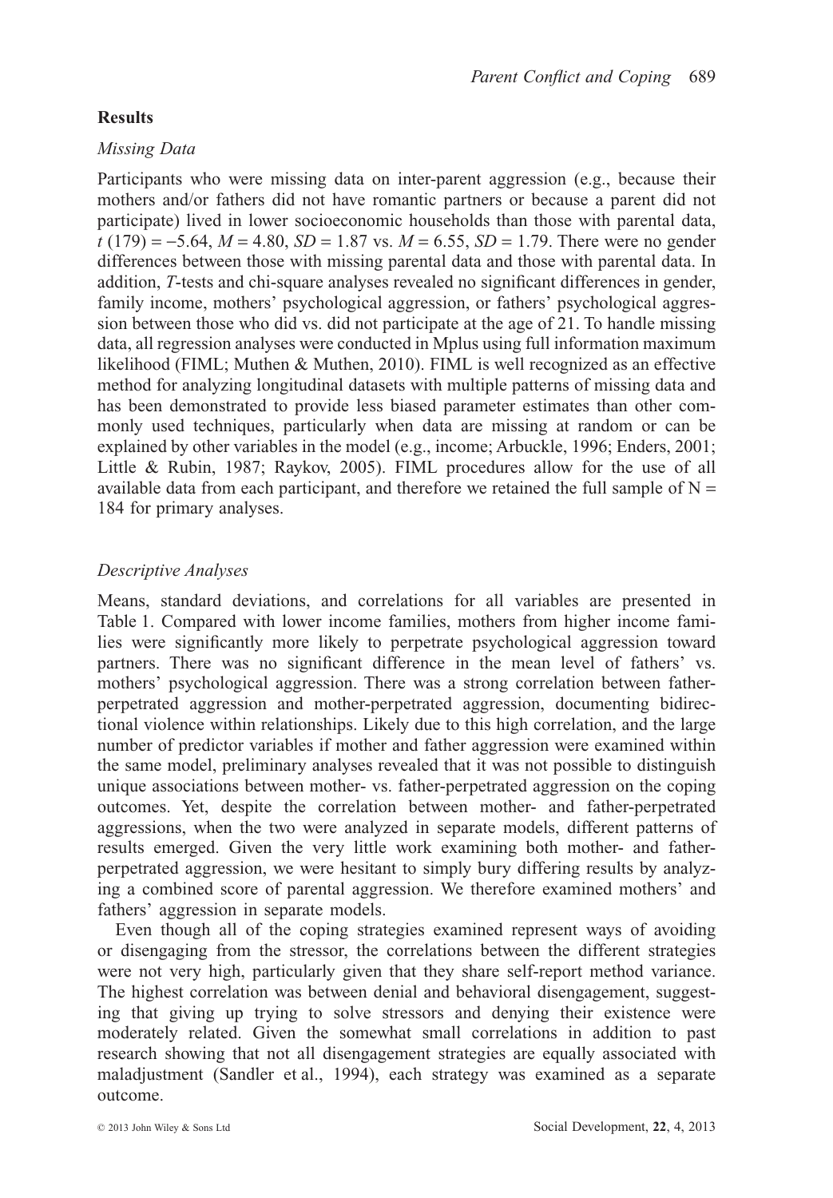## Results

### *Missing Data*

Participants who were missing data on inter-parent aggression (e.g., because their mothers and/or fathers did not have romantic partners or because a parent did not participate) lived in lower socioeconomic households than those with parental data, $t\ (179) = -5.64$, $M = 4.80$, $SD = 1.87$ vs. $M = 6.55$, $SD = 1.79$. There were no gender differences between those with missing parental data and those with parental data. In addition, *T*-tests and chi-square analyses revealed no significant differences in gender, family income, mothers' psychological aggression, or fathers' psychological aggression between those who did vs. did not participate at the age of 21. To handle missing data, all regression analyses were conducted in Mplus using full information maximum likelihood (FIML; Muthen & Muthen, 2010). FIML is well recognized as an effective method for analyzing longitudinal datasets with multiple patterns of missing data and has been demonstrated to provide less biased parameter estimates than other commonly used techniques, particularly when data are missing at random or can be explained by other variables in the model (e.g., income; Arbuckle, 1996; Enders, 2001; Little & Rubin, 1987; Raykov, 2005). FIML procedures allow for the use of all available data from each participant, and therefore we retained the full sample of $N = 184$ for primary analyses.

### *Descriptive Analyses*

Means, standard deviations, and correlations for all variables are presented in Table 1. Compared with lower income families, mothers from higher income families were significantly more likely to perpetrate psychological aggression toward partners. There was no significant difference in the mean level of fathers' vs. mothers' psychological aggression. There was a strong correlation between father-perpetrated aggression and mother-perpetrated aggression, documenting bidirectional violence within relationships. Likely due to this high correlation, and the large number of predictor variables if mother and father aggression were examined within the same model, preliminary analyses revealed that it was not possible to distinguish unique associations between mother- vs. father-perpetrated aggression on the coping outcomes. Yet, despite the correlation between mother- and father-perpetrated aggressions, when the two were analyzed in separate models, different patterns of results emerged. Given the very little work examining both mother- and father-perpetrated aggression, we were hesitant to simply bury differing results by analyzing a combined score of parental aggression. We therefore examined mothers' and fathers' aggression in separate models.

Even though all of the coping strategies examined represent ways of avoiding or disengaging from the stressor, the correlations between the different strategies were not very high, particularly given that they share self-report method variance. The highest correlation was between denial and behavioral disengagement, suggesting that giving up trying to solve stressors and denying their existence were moderately related. Given the somewhat small correlations in addition to past research showing that not all disengagement strategies are equally associated with maladjustment (Sandler et al., 1994), each strategy was examined as a separate outcome.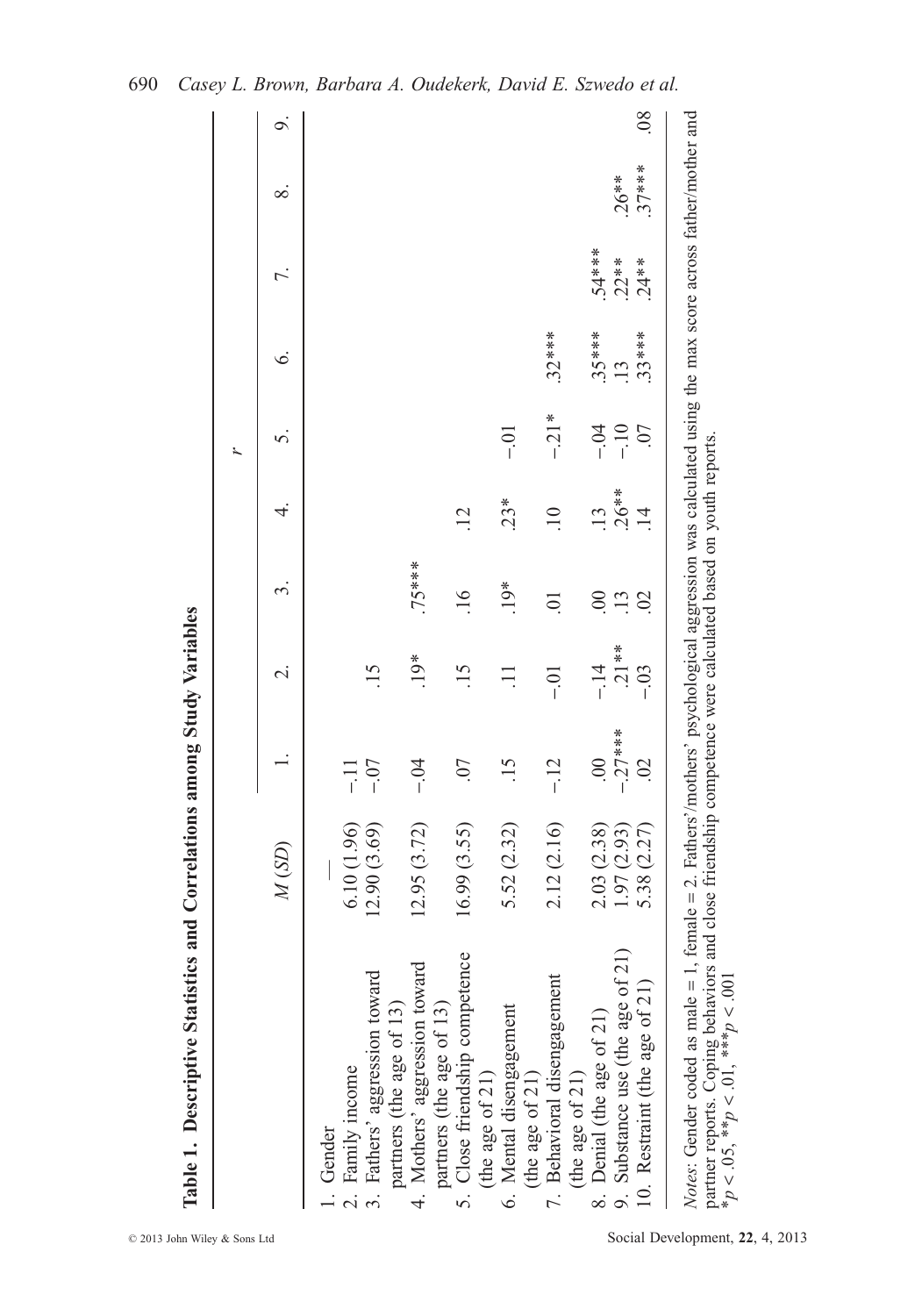**Table 1. Descriptive Statistics and Correlations among Study Variables**

| | $M$ ($SD$) | $r$ | | | | | | | | |
|---|---|---|---|---|---|---|---|---|---|---|
| | | 1. | 2. | 3. | 4. | 5. | 6. | 7. | 8. | 9. |
| 1. Gender | — | | | | | | | | | |
| 2. Family income | 6.10 (1.96) | −.11 | | | | | | | | |
| 3. Fathers' aggression toward partners (the age of 13) | 12.90 (3.69) | −.07 | .15 | | | | | | | |
| 4. Mothers' aggression toward partners (the age of 13) | 12.95 (3.72) | −.04 | .19* | .75*** | | | | | | |
| 5. Close friendship competence (the age of 21) | 16.99 (3.55) | .07 | .15 | .16 | .12 | | | | | |
| 6. Mental disengagement (the age of 21) | 5.52 (2.32) | .15 | .11 | .19* | .23* | −.01 | | | | |
| 7. Behavioral disengagement (the age of 21) | 2.12 (2.16) | −.12 | −.01 | .01 | .10 | −.21* | .32*** | | | |
| 8. Denial (the age of 21) | 2.03 (2.38) | .00 | −.14 | .00 | .13 | −.04 | .35*** | .54*** | | |
| 9. Substance use (the age of 21) | 1.97 (2.93) | −.27*** | .21** | .13 | .26** | −.10 | .13 | .22** | .26** | |
| 10. Restraint (the age of 21) | 5.38 (2.27) | .02 | −.03 | .02 | .14 | .07 | .33*** | .24** | .37*** | .08 |

*Notes*: Gender coded as male = 1, female = 2. Fathers'/mothers' psychological aggression was calculated using the max score across father/mother and partner reports. Coping behaviors and close friendship competence were calculated based on youth reports.
*$p < .05$, **$p < .01$, ***$p < .001$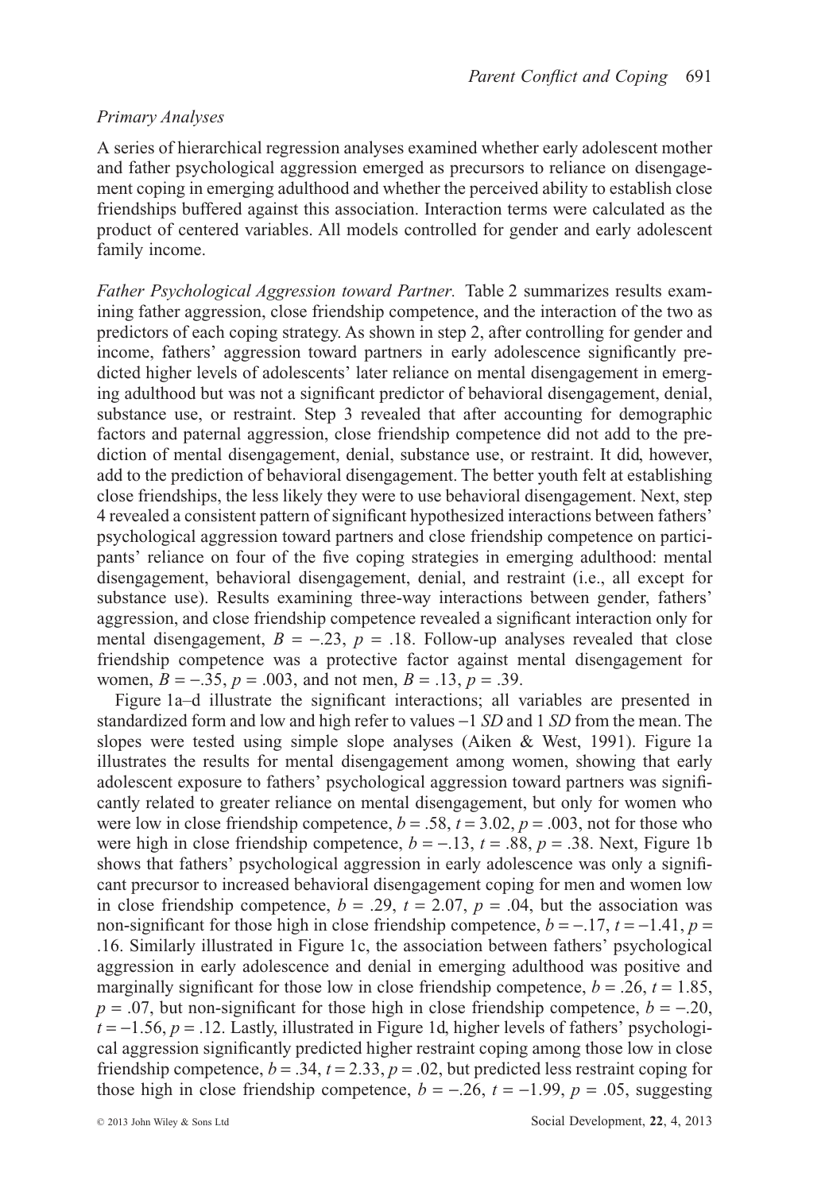### *Primary Analyses*

A series of hierarchical regression analyses examined whether early adolescent mother and father psychological aggression emerged as precursors to reliance on disengagement coping in emerging adulthood and whether the perceived ability to establish close friendships buffered against this association. Interaction terms were calculated as the product of centered variables. All models controlled for gender and early adolescent family income.

*Father Psychological Aggression toward Partner.* Table 2 summarizes results examining father aggression, close friendship competence, and the interaction of the two as predictors of each coping strategy. As shown in step 2, after controlling for gender and income, fathers' aggression toward partners in early adolescence significantly predicted higher levels of adolescents' later reliance on mental disengagement in emerging adulthood but was not a significant predictor of behavioral disengagement, denial, substance use, or restraint. Step 3 revealed that after accounting for demographic factors and paternal aggression, close friendship competence did not add to the prediction of mental disengagement, denial, substance use, or restraint. It did, however, add to the prediction of behavioral disengagement. The better youth felt at establishing close friendships, the less likely they were to use behavioral disengagement. Next, step 4 revealed a consistent pattern of significant hypothesized interactions between fathers' psychological aggression toward partners and close friendship competence on participants' reliance on four of the five coping strategies in emerging adulthood: mental disengagement, behavioral disengagement, denial, and restraint (i.e., all except for substance use). Results examining three-way interactions between gender, fathers' aggression, and close friendship competence revealed a significant interaction only for mental disengagement, $B = -.23$, $p = .18$. Follow-up analyses revealed that close friendship competence was a protective factor against mental disengagement for women, $B = -.35$, $p = .003$, and not men, $B = .13$, $p = .39$.

Figure 1a–d illustrate the significant interactions; all variables are presented in standardized form and low and high refer to values −1 *SD* and 1 *SD* from the mean. The slopes were tested using simple slope analyses (Aiken & West, 1991). Figure 1a illustrates the results for mental disengagement among women, showing that early adolescent exposure to fathers' psychological aggression toward partners was significantly related to greater reliance on mental disengagement, but only for women who were low in close friendship competence, $b = .58$, $t = 3.02$, $p = .003$, not for those who were high in close friendship competence, $b = -.13$, $t = .88$, $p = .38$. Next, Figure 1b shows that fathers' psychological aggression in early adolescence was only a significant precursor to increased behavioral disengagement coping for men and women low in close friendship competence, $b = .29$, $t = 2.07$, $p = .04$, but the association was non-significant for those high in close friendship competence, $b = -.17$, $t = -1.41$, $p = .16$. Similarly illustrated in Figure 1c, the association between fathers' psychological aggression in early adolescence and denial in emerging adulthood was positive and marginally significant for those low in close friendship competence, $b = .26$, $t = 1.85$, $p = .07$, but non-significant for those high in close friendship competence, $b = -.20$, $t = -1.56$, $p = .12$. Lastly, illustrated in Figure 1d, higher levels of fathers' psychological aggression significantly predicted higher restraint coping among those low in close friendship competence, $b = .34$, $t = 2.33$, $p = .02$, but predicted less restraint coping for those high in close friendship competence, $b = -.26$, $t = -1.99$, $p = .05$, suggesting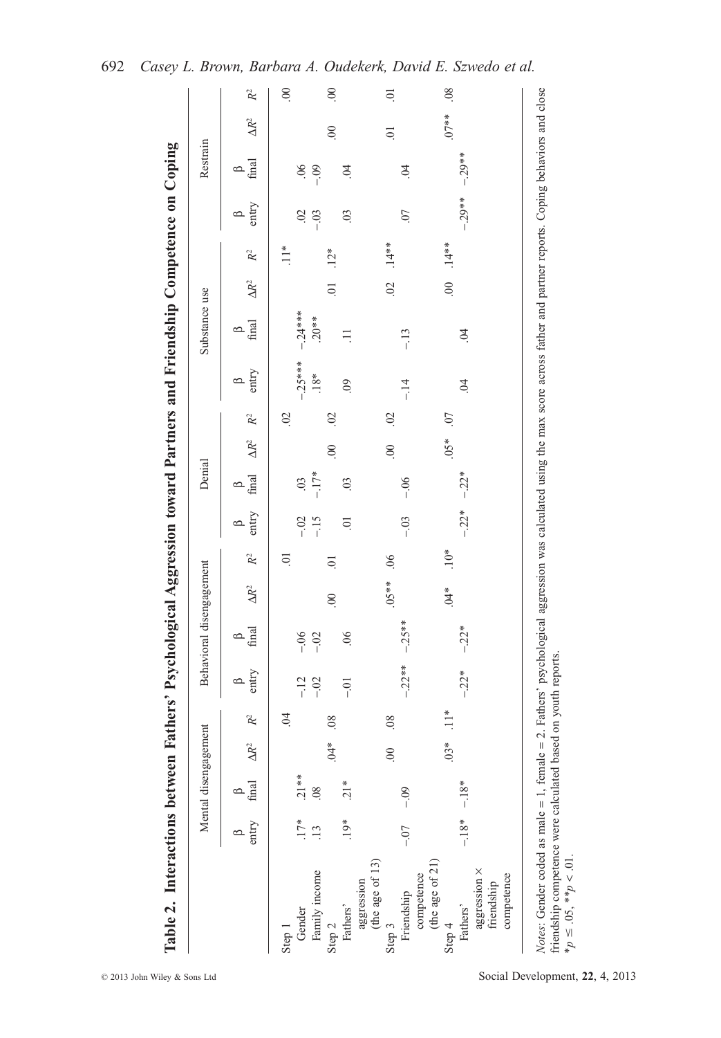**Table 2. Interactions between Fathers' Psychological Aggression toward Partners and Friendship Competence on Coping**

| | Mental disengagement | | | | Behavioral disengagement | | | | Denial | | | | Substance use | | | | Restrain | | | |
|---|---|---|---|---|---|---|---|---|---|---|---|---|---|---|---|---|---|---|---|---|
| | β entry | β final | $\Delta R^2$ | $R^2$ | β entry | β final | $\Delta R^2$ | $R^2$ | β entry | β final | $\Delta R^2$ | $R^2$ | β entry | β final | $\Delta R^2$ | $R^2$ | β entry | β final | $\Delta R^2$ | $R^2$ |
| Step 1 | | | | .04 | | | | .01 | | | | .02 | | | | .11* | | | | .00 |
| Gender | .17* | .21** | | | −.12 | −.06 | | | −.02 | .03 | | | −.25*** | −.24*** | | | .02 | .06 | | |
| Family income | .13 | .08 | | | −.02 | −.02 | | | −.15 | −.17* | | | .18* | .20** | | | −.03 | −.09 | | |
| Step 2 | | | .04* | .08 | | | .00 | .01 | | | .00 | .02 | | | .01 | .12* | | | .00 | .00 |
| Fathers' aggression (the age of 13) | .19* | .21* | | | −.01 | .06 | | | .01 | .03 | | | .09 | .11 | | | .03 | .04 | | |
| Step 3 | | | .00 | .08 | | | .05** | .06 | | | .00 | .02 | | | .02 | .14** | | | .01 | .01 |
| Friendship competence (the age of 21) | −.07 | −.09 | | | −.22** | −.25** | | | −.03 | −.06 | | | −.14 | −.13 | | | .07 | .04 | | |
| Step 4 | | | .03* | .11* | | | .04* | .10* | | | .05* | .07 | | | .00 | .14** | | | .07** | .08 |
| Fathers' aggression × friendship competence | −.18* | −.18* | | | −.22* | −.22* | | | −.22* | −.22* | | | .04 | .04 | | | −.29** | −.29** | | |

*Notes*: Gender coded as male = 1, female = 2. Fathers' psychological aggression was calculated using the max score across father and partner reports. Coping behaviors and close friendship competence were calculated based on youth reports.
*$p \leq .05$, **$p < .01$.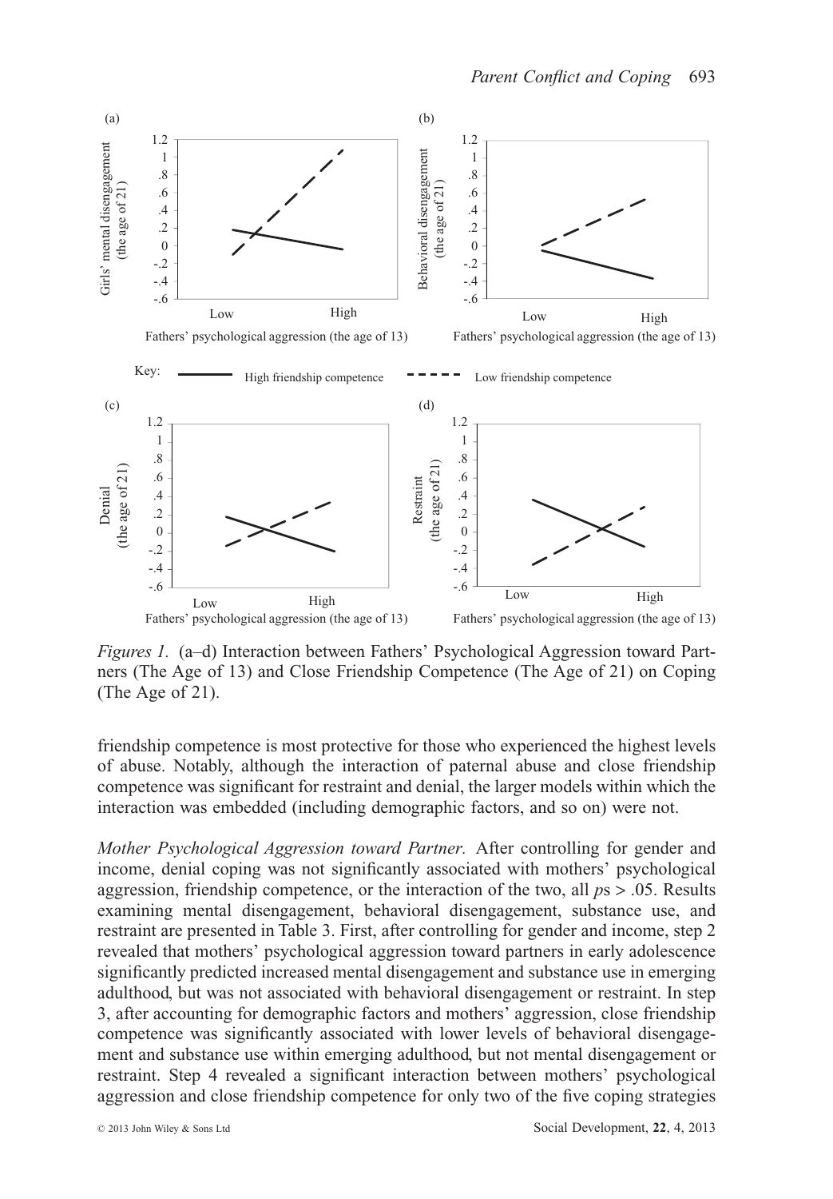*Figures 1.* (a–d) Interaction between Fathers' Psychological Aggression toward Partners (The Age of 13) and Close Friendship Competence (The Age of 21) on Coping (The Age of 21).

friendship competence is most protective for those who experienced the highest levels of abuse. Notably, although the interaction of paternal abuse and close friendship competence was significant for restraint and denial, the larger models within which the interaction was embedded (including demographic factors, and so on) were not.

*Mother Psychological Aggression toward Partner.* After controlling for gender and income, denial coping was not significantly associated with mothers' psychological aggression, friendship competence, or the interaction of the two, all *p*s > .05. Results examining mental disengagement, behavioral disengagement, substance use, and restraint are presented in Table 3. First, after controlling for gender and income, step 2 revealed that mothers' psychological aggression toward partners in early adolescence significantly predicted increased mental disengagement and substance use in emerging adulthood, but was not associated with behavioral disengagement or restraint. In step 3, after accounting for demographic factors and mothers' aggression, close friendship competence was significantly associated with lower levels of behavioral disengagement and substance use within emerging adulthood, but not mental disengagement or restraint. Step 4 revealed a significant interaction between mothers' psychological aggression and close friendship competence for only two of the five coping strategies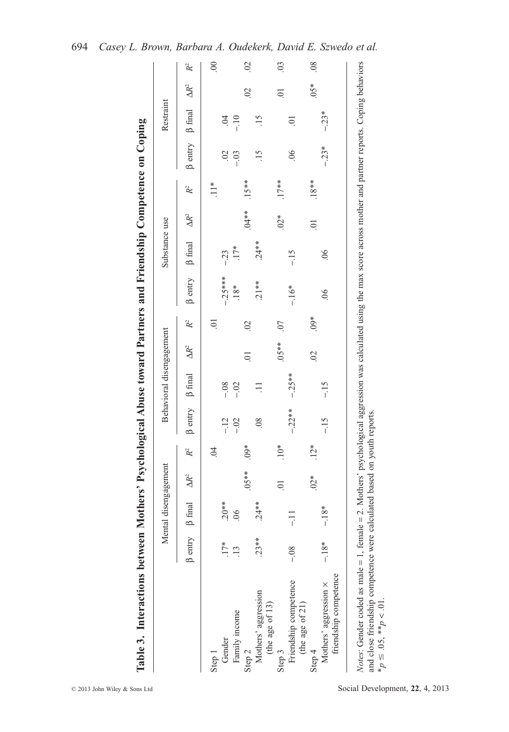**Table 3. Interactions between Mothers' Psychological Abuse toward Partners and Friendship Competence on Coping**

| | Mental disengagement | | | | Behavioral disengagement | | | | Substance use | | | | Restraint | | | |
|---|---|---|---|---|---|---|---|---|---|---|---|---|---|---|---|---|
| | β entry | β final | $\Delta R^2$ | $R^2$ | β entry | β final | $\Delta R^2$ | $R^2$ | β entry | β final | $\Delta R^2$ | $R^2$ | β entry | β final | $\Delta R^2$ | $R^2$ |
| Step 1 | | | | .04 | | | | .01 | | | | .11* | | | | .00 |
| Gender | .17* | .20** | | | −.12 | −.08 | | | −.25*** | −.23 | | | .02 | .04 | | |
| Family income | .13 | .06 | | | −.02 | −.02 | | | .18* | .17* | | | −.03 | −.10 | | |
| Step 2 | | | .05** | .09* | | | .01 | .02 | | | .04** | .15** | | | .02 | .02 |
| Mothers' aggression (the age of 13) | .23** | .24** | | | .08 | .11 | | | .21** | .24** | | | .15 | .15 | | |
| Step 3 | | | .01 | .10* | | | .05** | .07 | | | .02* | .17** | | | .01 | .03 |
| Friendship competence (the age of 21) | −.08 | −.11 | | | −.22** | −.25** | | | −.16* | −.15 | | | .06 | .01 | | |
| Step 4 | | | .02* | .12* | | | .02 | .09* | | | .01 | .18** | | | .05* | .08 |
| Mothers' aggression × friendship competence | −.18* | −.18* | | | −.15 | −.15 | | | .06 | .06 | | | −.23* | −.23* | | |

*Notes*: Gender coded as male = 1, female = 2. Mothers' psychological aggression was calculated using the max score across mother and partner reports. Coping behaviors and close friendship competence were calculated based on youth reports.
*$p \leq .05$, **$p < .01$.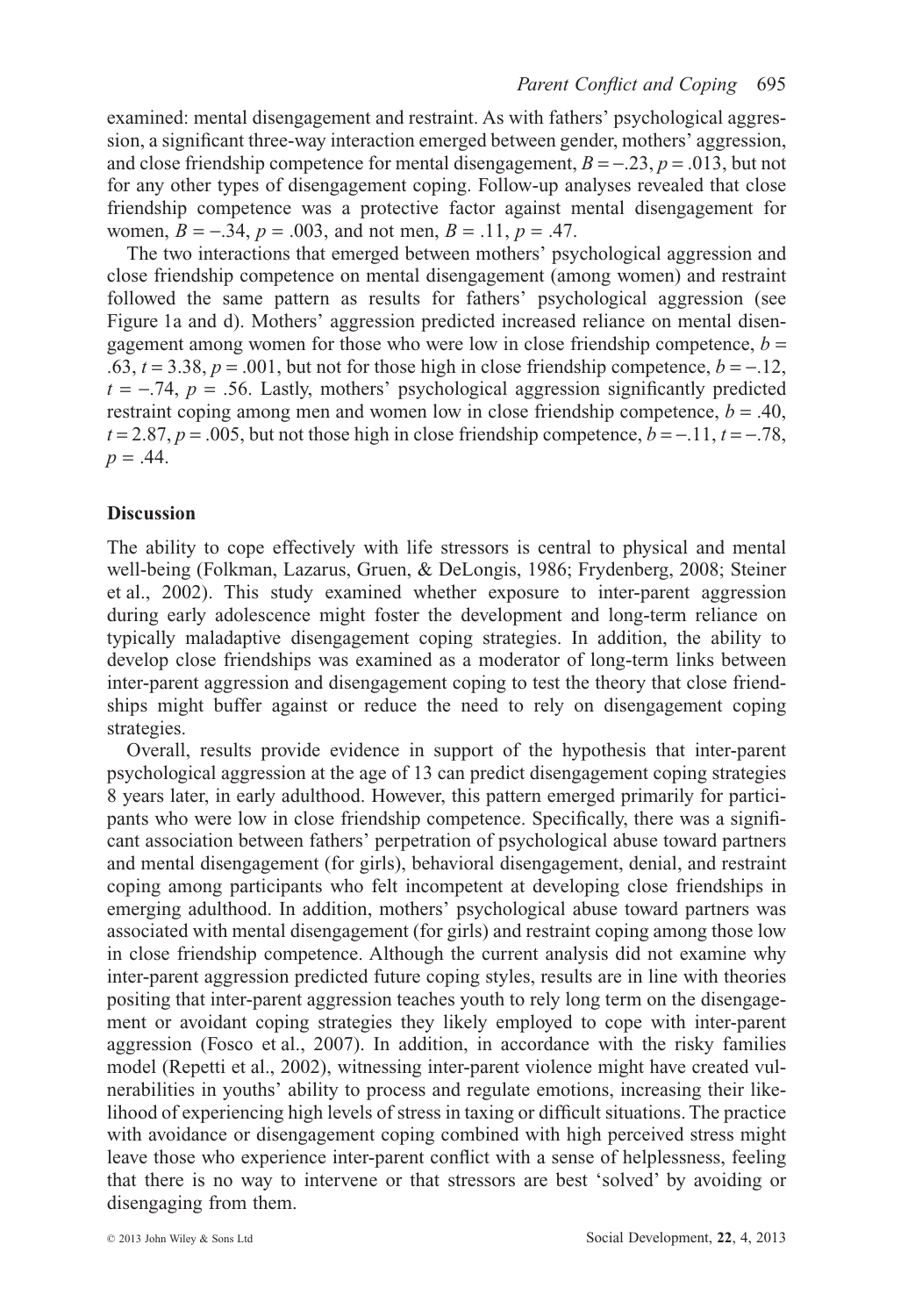examined: mental disengagement and restraint. As with fathers' psychological aggression, a significant three-way interaction emerged between gender, mothers' aggression, and close friendship competence for mental disengagement, $B = -.23$, $p = .013$, but not for any other types of disengagement coping. Follow-up analyses revealed that close friendship competence was a protective factor against mental disengagement for women, $B = -.34$, $p = .003$, and not men, $B = .11$, $p = .47$.

The two interactions that emerged between mothers' psychological aggression and close friendship competence on mental disengagement (among women) and restraint followed the same pattern as results for fathers' psychological aggression (see Figure 1a and d). Mothers' aggression predicted increased reliance on mental disengagement among women for those who were low in close friendship competence, $b = .63$, $t = 3.38$, $p = .001$, but not for those high in close friendship competence, $b = -.12$, $t = -.74$, $p = .56$. Lastly, mothers' psychological aggression significantly predicted restraint coping among men and women low in close friendship competence, $b = .40$, $t = 2.87$, $p = .005$, but not those high in close friendship competence, $b = -.11$, $t = -.78$, $p = .44$.

## Discussion

The ability to cope effectively with life stressors is central to physical and mental well-being (Folkman, Lazarus, Gruen, & DeLongis, 1986; Frydenberg, 2008; Steiner et al., 2002). This study examined whether exposure to inter-parent aggression during early adolescence might foster the development and long-term reliance on typically maladaptive disengagement coping strategies. In addition, the ability to develop close friendships was examined as a moderator of long-term links between inter-parent aggression and disengagement coping to test the theory that close friendships might buffer against or reduce the need to rely on disengagement coping strategies.

Overall, results provide evidence in support of the hypothesis that inter-parent psychological aggression at the age of 13 can predict disengagement coping strategies 8 years later, in early adulthood. However, this pattern emerged primarily for participants who were low in close friendship competence. Specifically, there was a significant association between fathers' perpetration of psychological abuse toward partners and mental disengagement (for girls), behavioral disengagement, denial, and restraint coping among participants who felt incompetent at developing close friendships in emerging adulthood. In addition, mothers' psychological abuse toward partners was associated with mental disengagement (for girls) and restraint coping among those low in close friendship competence. Although the current analysis did not examine why inter-parent aggression predicted future coping styles, results are in line with theories positing that inter-parent aggression teaches youth to rely long term on the disengagement or avoidant coping strategies they likely employed to cope with inter-parent aggression (Fosco et al., 2007). In addition, in accordance with the risky families model (Repetti et al., 2002), witnessing inter-parent violence might have created vulnerabilities in youths' ability to process and regulate emotions, increasing their likelihood of experiencing high levels of stress in taxing or difficult situations. The practice with avoidance or disengagement coping combined with high perceived stress might leave those who experience inter-parent conflict with a sense of helplessness, feeling that there is no way to intervene or that stressors are best 'solved' by avoiding or disengaging from them.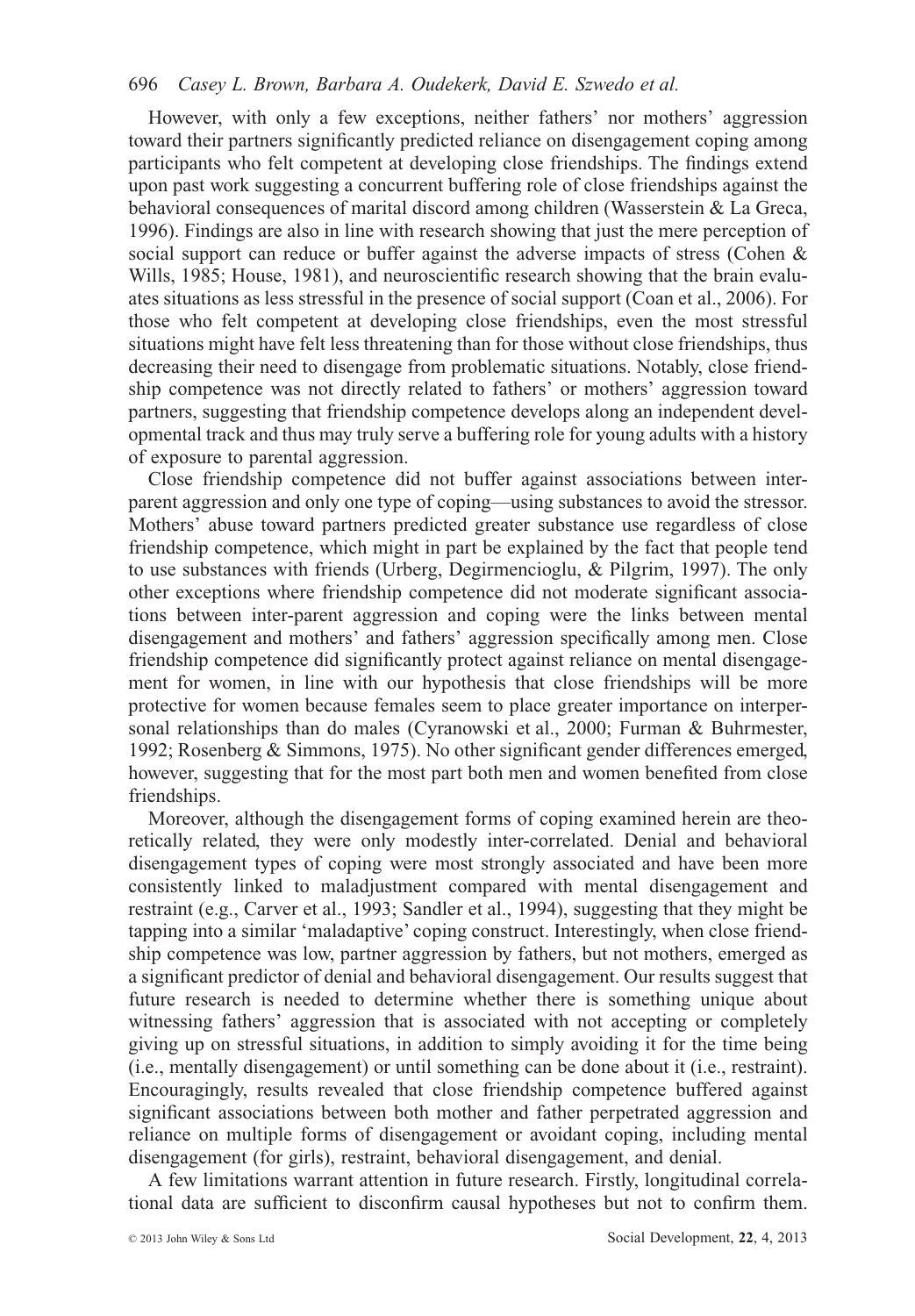However, with only a few exceptions, neither fathers' nor mothers' aggression toward their partners significantly predicted reliance on disengagement coping among participants who felt competent at developing close friendships. The findings extend upon past work suggesting a concurrent buffering role of close friendships against the behavioral consequences of marital discord among children (Wasserstein & La Greca, 1996). Findings are also in line with research showing that just the mere perception of social support can reduce or buffer against the adverse impacts of stress (Cohen & Wills, 1985; House, 1981), and neuroscientific research showing that the brain evaluates situations as less stressful in the presence of social support (Coan et al., 2006). For those who felt competent at developing close friendships, even the most stressful situations might have felt less threatening than for those without close friendships, thus decreasing their need to disengage from problematic situations. Notably, close friendship competence was not directly related to fathers' or mothers' aggression toward partners, suggesting that friendship competence develops along an independent developmental track and thus may truly serve a buffering role for young adults with a history of exposure to parental aggression.

Close friendship competence did not buffer against associations between inter-parent aggression and only one type of coping—using substances to avoid the stressor. Mothers' abuse toward partners predicted greater substance use regardless of close friendship competence, which might in part be explained by the fact that people tend to use substances with friends (Urberg, Degirmencioglu, & Pilgrim, 1997). The only other exceptions where friendship competence did not moderate significant associations between inter-parent aggression and coping were the links between mental disengagement and mothers' and fathers' aggression specifically among men. Close friendship competence did significantly protect against reliance on mental disengagement for women, in line with our hypothesis that close friendships will be more protective for women because females seem to place greater importance on interpersonal relationships than do males (Cyranowski et al., 2000; Furman & Buhrmester, 1992; Rosenberg & Simmons, 1975). No other significant gender differences emerged, however, suggesting that for the most part both men and women benefited from close friendships.

Moreover, although the disengagement forms of coping examined herein are theoretically related, they were only modestly inter-correlated. Denial and behavioral disengagement types of coping were most strongly associated and have been more consistently linked to maladjustment compared with mental disengagement and restraint (e.g., Carver et al., 1993; Sandler et al., 1994), suggesting that they might be tapping into a similar 'maladaptive' coping construct. Interestingly, when close friendship competence was low, partner aggression by fathers, but not mothers, emerged as a significant predictor of denial and behavioral disengagement. Our results suggest that future research is needed to determine whether there is something unique about witnessing fathers' aggression that is associated with not accepting or completely giving up on stressful situations, in addition to simply avoiding it for the time being (i.e., mentally disengagement) or until something can be done about it (i.e., restraint). Encouragingly, results revealed that close friendship competence buffered against significant associations between both mother or father perpetrated aggression and reliance on multiple forms of disengagement or avoidant coping, including mental disengagement (for girls), restraint, behavioral disengagement, and denial.

A few limitations warrant attention in future research. Firstly, longitudinal correlational data are sufficient to disconfirm causal hypotheses but not to confirm them.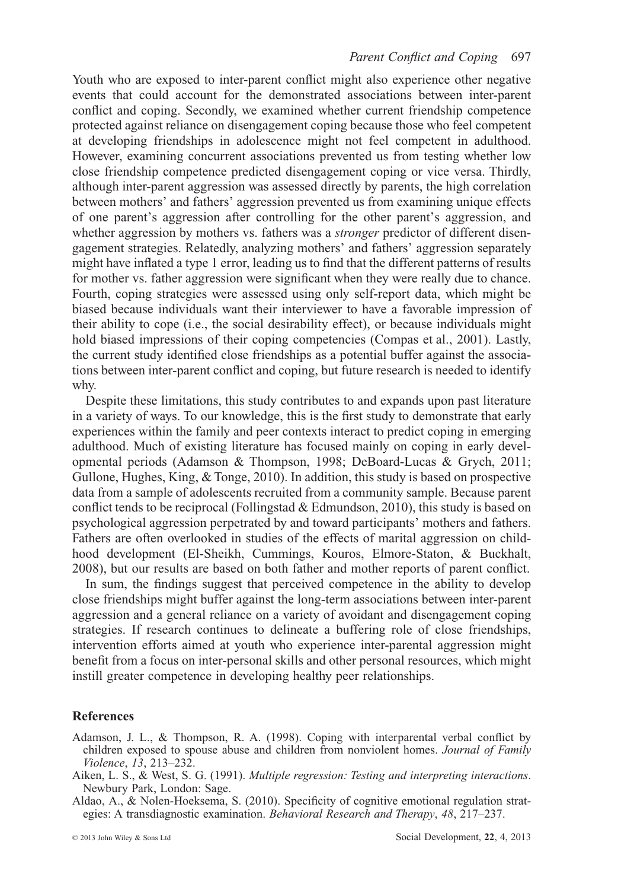Youth who are exposed to inter-parent conflict might also experience other negative events that could account for the demonstrated associations between inter-parent conflict and coping. Secondly, we examined whether current friendship competence protected against reliance on disengagement coping because those who feel competent at developing friendships in adolescence might not feel competent in adulthood. However, examining concurrent associations prevented us from testing whether low close friendship competence predicted disengagement coping or vice versa. Thirdly, although inter-parent aggression was assessed directly by parents, the high correlation between mothers' and fathers' aggression prevented us from examining unique effects of one parent's aggression after controlling for the other parent's aggression, and whether aggression by mothers vs. fathers was a *stronger* predictor of different disengagement strategies. Relatedly, analyzing mothers' and fathers' aggression separately might have inflated a type 1 error, leading us to find that the different patterns of results for mother vs. father aggression were significant when they were really due to chance. Fourth, coping strategies were assessed using only self-report data, which might be biased because individuals want their interviewer to have a favorable impression of their ability to cope (i.e., the social desirability effect), or because individuals might hold biased impressions of their coping competencies (Compas et al., 2001). Lastly, the current study identified close friendships as a potential buffer against the associations between inter-parent conflict and coping, but future research is needed to identify why.

Despite these limitations, this study contributes to and expands upon past literature in a variety of ways. To our knowledge, this is the first study to demonstrate that early experiences within the family and peer contexts interact to predict coping in emerging adulthood. Much of existing literature has focused mainly on coping in early developmental periods (Adamson & Thompson, 1998; DeBoard-Lucas & Grych, 2011; Gullone, Hughes, King, & Tonge, 2010). In addition, this study is based on prospective data from a sample of adolescents recruited from a community sample. Because parent conflict tends to be reciprocal (Follingstad & Edmundson, 2010), this study is based on psychological aggression perpetrated by and toward participants' mothers and fathers. Fathers are often overlooked in studies of the effects of marital aggression on childhood development (El-Sheikh, Cummings, Kouros, Elmore-Staton, & Buckhalt, 2008), but our results are based on both father and mother reports of parent conflict.

In sum, the findings suggest that perceived competence in the ability to develop close friendships might buffer against the long-term associations between inter-parent aggression and a general reliance on a variety of avoidant and disengagement coping strategies. If research continues to delineate a buffering role of close friendships, intervention efforts aimed at youth who experience inter-parental aggression might benefit from a focus on inter-personal skills and other personal resources, which might instill greater competence in developing healthy peer relationships.

## References

Adamson, J. L., & Thompson, R. A. (1998). Coping with interparental verbal conflict by children exposed to spouse abuse and children from nonviolent homes. *Journal of Family Violence*, *13*, 213–232.

Aiken, L. S., & West, S. G. (1991). *Multiple regression: Testing and interpreting interactions*. Newbury Park, London: Sage.

Aldao, A., & Nolen-Hoeksema, S. (2010). Specificity of cognitive emotional regulation strategies: A transdiagnostic examination. *Behavioral Research and Therapy*, *48*, 217–237.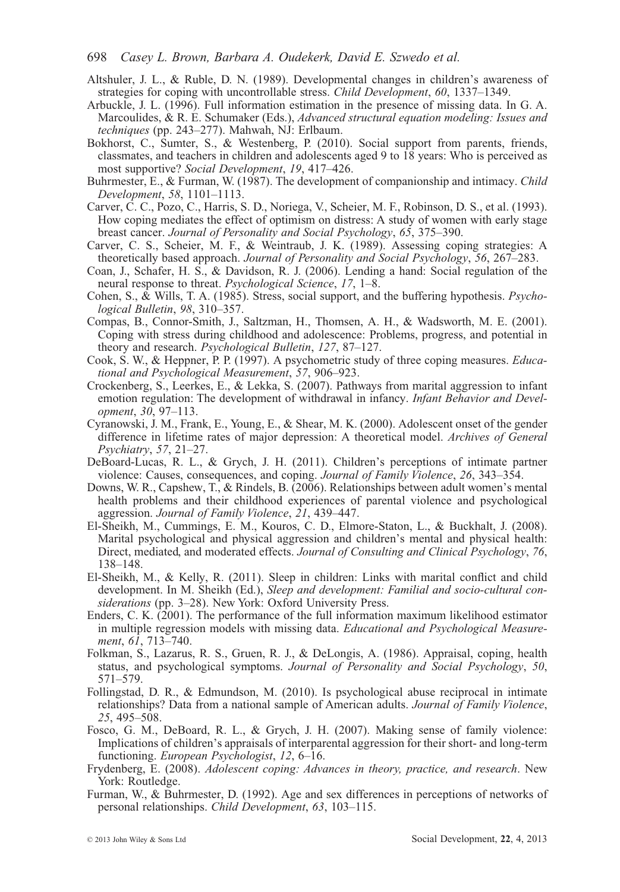Altshuler, J. L., & Ruble, D. N. (1989). Developmental changes in children's awareness of strategies for coping with uncontrollable stress. *Child Development*, *60*, 1337–1349.

Arbuckle, J. L. (1996). Full information estimation in the presence of missing data. In G. A. Marcoulides, & R. E. Schumaker (Eds.), *Advanced structural equation modeling: Issues and techniques* (pp. 243–277). Mahwah, NJ: Erlbaum.

Bokhorst, C., Sumter, S., & Westenberg, P. (2010). Social support from parents, friends, classmates, and teachers in children and adolescents aged 9 to 18 years: Who is perceived as most supportive? *Social Development*, *19*, 417–426.

Buhrmester, E., & Furman, W. (1987). The development of companionship and intimacy. *Child Development*, *58*, 1101–1113.

Carver, C. C., Pozo, C., Harris, S. D., Noriega, V., Scheier, M. F., Robinson, D. S., et al. (1993). How coping mediates the effect of optimism on distress: A study of women with early stage breast cancer. *Journal of Personality and Social Psychology*, *65*, 375–390.

Carver, C. S., Scheier, M. F., & Weintraub, J. K. (1989). Assessing coping strategies: A theoretically based approach. *Journal of Personality and Social Psychology*, *56*, 267–283.

Coan, J., Schafer, H. S., & Davidson, R. J. (2006). Lending a hand: Social regulation of the neural response to threat. *Psychological Science*, *17*, 1–8.

Cohen, S., & Wills, T. A. (1985). Stress, social support, and the buffering hypothesis. *Psychological Bulletin*, *98*, 310–357.

Compas, B., Connor-Smith, J., Saltzman, H., Thomsen, A. H., & Wadsworth, M. E. (2001). Coping with stress during childhood and adolescence: Problems, progress, and potential in theory and research. *Psychological Bulletin*, *127*, 87–127.

Cook, S. W., & Heppner, P. P. (1997). A psychometric study of three coping measures. *Educational and Psychological Measurement*, *57*, 906–923.

Crockenberg, S., Leerkes, E., & Lekka, S. (2007). Pathways from marital aggression to infant emotion regulation: The development of withdrawal in infancy. *Infant Behavior and Development*, *30*, 97–113.

Cyranowski, J. M., Frank, E., Young, E., & Shear, M. K. (2000). Adolescent onset of the gender difference in lifetime rates of major depression: A theoretical model. *Archives of General Psychiatry*, *57*, 21–27.

DeBoard-Lucas, R. L., & Grych, J. H. (2011). Children's perceptions of intimate partner violence: Causes, consequences, and coping. *Journal of Family Violence*, *26*, 343–354.

Downs, W. R., Capshew, T., & Rindels, B. (2006). Relationships between adult women's mental health problems and their childhood experiences of parental violence and psychological aggression. *Journal of Family Violence*, *21*, 439–447.

El-Sheikh, M., Cummings, E. M., Kouros, C. D., Elmore-Staton, L., & Buckhalt, J. (2008). Marital psychological and physical aggression and children's mental and physical health: Direct, mediated, and moderated effects. *Journal of Consulting and Clinical Psychology*, *76*, 138–148.

El-Sheikh, M., & Kelly, R. (2011). Sleep in children: Links with marital conflict and child development. In M. Sheikh (Ed.), *Sleep and development: Familial and socio-cultural considerations* (pp. 3–28). New York: Oxford University Press.

Enders, C. K. (2001). The performance of the full information maximum likelihood estimator in multiple regression models with missing data. *Educational and Psychological Measurement*, *61*, 713–740.

Folkman, S., Lazarus, R. S., Gruen, R. J., & DeLongis, A. (1986). Appraisal, coping, health status, and psychological symptoms. *Journal of Personality and Social Psychology*, *50*, 571–579.

Follingstad, D. R., & Edmundson, M. (2010). Is psychological abuse reciprocal in intimate relationships? Data from a national sample of American adults. *Journal of Family Violence*, *25*, 495–508.

Fosco, G. M., DeBoard, R. L., & Grych, J. H. (2007). Making sense of family violence: Implications of children's appraisals of interparental aggression for their short- and long-term functioning. *European Psychologist*, *12*, 6–16.

Frydenberg, E. (2008). *Adolescent coping: Advances in theory, practice, and research*. New York: Routledge.

Furman, W., & Buhrmester, D. (1992). Age and sex differences in perceptions of networks of personal relationships. *Child Development*, *63*, 103–115.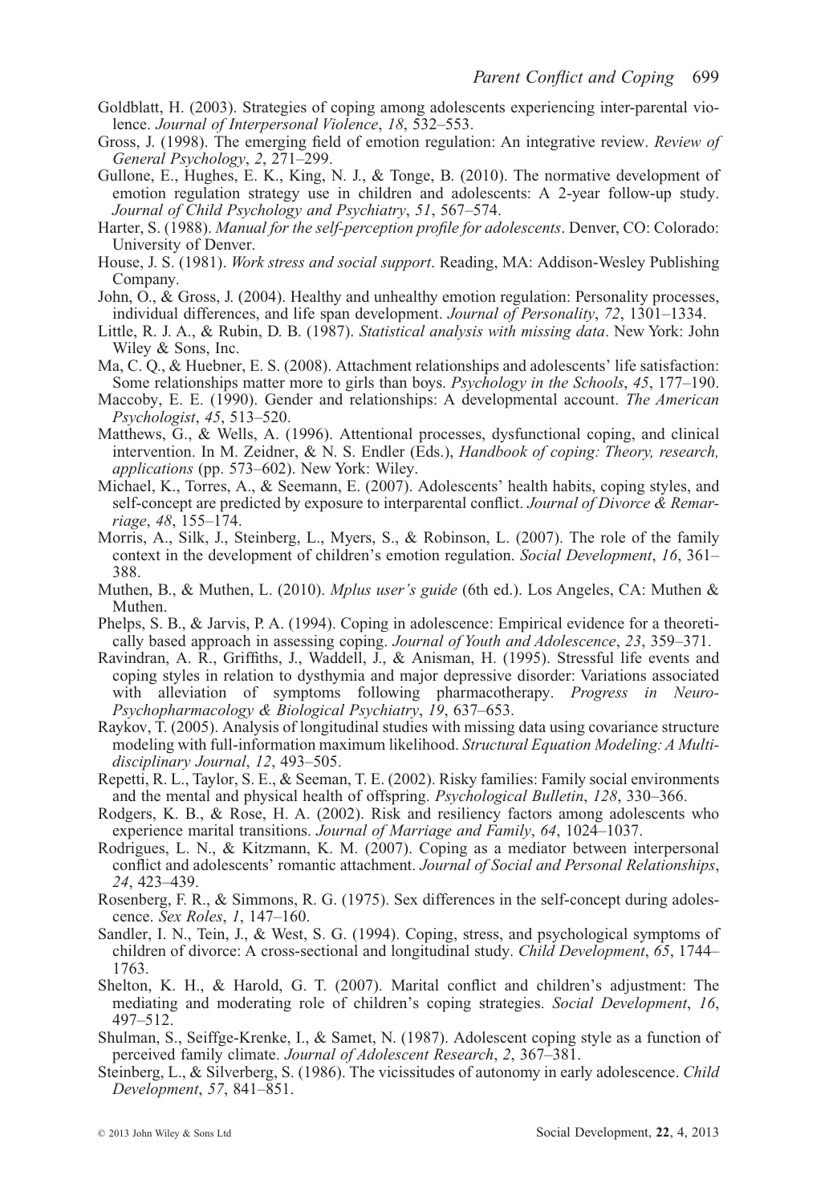Goldblatt, H. (2003). Strategies of coping among adolescents experiencing inter-parental violence. *Journal of Interpersonal Violence*, *18*, 532–553.

Gross, J. (1998). The emerging field of emotion regulation: An integrative review. *Review of General Psychology*, *2*, 271–299.

Gullone, E., Hughes, E. K., King, N. J., & Tonge, B. (2010). The normative development of emotion regulation strategy use in children and adolescents: A 2-year follow-up study. *Journal of Child Psychology and Psychiatry*, *51*, 567–574.

Harter, S. (1988). *Manual for the self-perception profile for adolescents*. Denver, CO: Colorado: University of Denver.

House, J. S. (1981). *Work stress and social support*. Reading, MA: Addison-Wesley Publishing Company.

John, O., & Gross, J. (2004). Healthy and unhealthy emotion regulation: Personality processes, individual differences, and life span development. *Journal of Personality*, *72*, 1301–1334.

Little, R. J. A., & Rubin, D. B. (1987). *Statistical analysis with missing data*. New York: John Wiley & Sons, Inc.

Ma, C. Q., & Huebner, E. S. (2008). Attachment relationships and adolescents' life satisfaction: Some relationships matter more to girls than boys. *Psychology in the Schools*, *45*, 177–190.

Maccoby, E. E. (1990). Gender and relationships: A developmental account. *The American Psychologist*, *45*, 513–520.

Matthews, G., & Wells, A. (1996). Attentional processes, dysfunctional coping, and clinical intervention. In M. Zeidner, & N. S. Endler (Eds.), *Handbook of coping: Theory, research, applications* (pp. 573–602). New York: Wiley.

Michael, K., Torres, A., & Seemann, E. (2007). Adolescents' health habits, coping styles, and self-concept are predicted by exposure to interparental conflict. *Journal of Divorce & Remarriage*, *48*, 155–174.

Morris, A., Silk, J., Steinberg, L., Myers, S., & Robinson, L. (2007). The role of the family context in the development of children's emotion regulation. *Social Development*, *16*, 361–388.

Muthen, B., & Muthen, L. (2010). *Mplus user's guide* (6th ed.). Los Angeles, CA: Muthen & Muthen.

Phelps, S. B., & Jarvis, P. A. (1994). Coping in adolescence: Empirical evidence for a theoretically based approach in assessing coping. *Journal of Youth and Adolescence*, *23*, 359–371.

Ravindran, A. R., Griffiths, J., Waddell, J., & Anisman, H. (1995). Stressful life events and coping styles in relation to dysthymia and major depressive disorder: Variations associated with alleviation of symptoms following pharmacotherapy. *Progress in Neuro-Psychopharmacology & Biological Psychiatry*, *19*, 637–653.

Raykov, T. (2005). Analysis of longitudinal studies with missing data using covariance structure modeling with full-information maximum likelihood. *Structural Equation Modeling: A Multidisciplinary Journal*, *12*, 493–505.

Repetti, R. L., Taylor, S. E., & Seeman, T. E. (2002). Risky families: Family social environments and the mental and physical health of offspring. *Psychological Bulletin*, *128*, 330–366.

Rodgers, K. B., & Rose, H. A. (2002). Risk and resiliency factors among adolescents who experience marital transitions. *Journal of Marriage and Family*, *64*, 1024–1037.

Rodrigues, L. N., & Kitzmann, K. M. (2007). Coping as a mediator between interpersonal conflict and adolescents' romantic attachment. *Journal of Social and Personal Relationships*, *24*, 423–439.

Rosenberg, F. R., & Simmons, R. G. (1975). Sex differences in the self-concept during adolescence. *Sex Roles*, *1*, 147–160.

Sandler, I. N., Tein, J., & West, S. G. (1994). Coping, stress, and psychological symptoms of children of divorce: A cross-sectional and longitudinal study. *Child Development*, *65*, 1744–1763.

Shelton, K. H., & Harold, G. T. (2007). Marital conflict and children's adjustment: The mediating and moderating role of children's coping strategies. *Social Development*, *16*, 497–512.

Shulman, S., Seiffge-Krenke, I., & Samet, N. (1987). Adolescent coping style as a function of perceived family climate. *Journal of Adolescent Research*, *2*, 367–381.

Steinberg, L., & Silverberg, S. (1986). The vicissitudes of autonomy in early adolescence. *Child Development*, *57*, 841–851.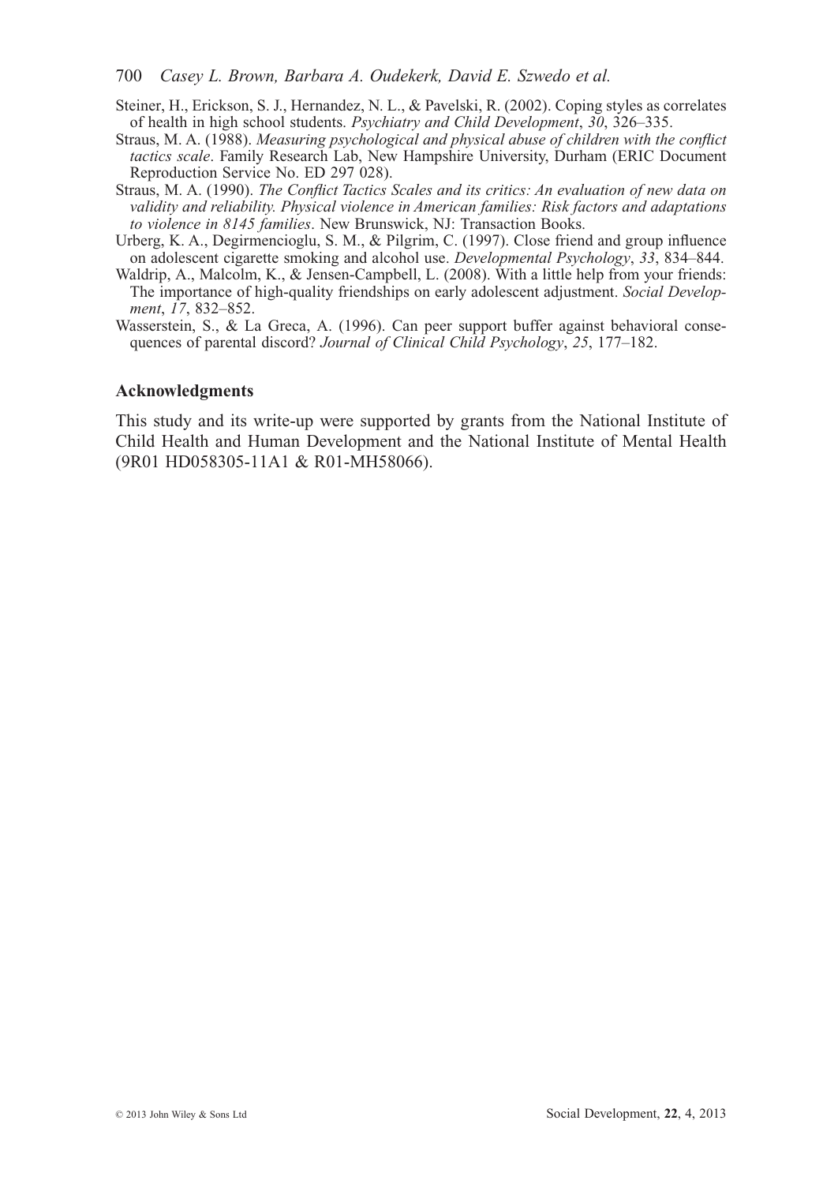Steiner, H., Erickson, S. J., Hernandez, N. L., & Pavelski, R. (2002). Coping styles as correlates of health in high school students. *Psychiatry and Child Development*, *30*, 326–335.

Straus, M. A. (1988). *Measuring psychological and physical abuse of children with the conflict tactics scale*. Family Research Lab, New Hampshire University, Durham (ERIC Document Reproduction Service No. ED 297 028).

Straus, M. A. (1990). *The Conflict Tactics Scales and its critics: An evaluation of new data on validity and reliability. Physical violence in American families: Risk factors and adaptations to violence in 8145 families*. New Brunswick, NJ: Transaction Books.

Urberg, K. A., Degirmencioglu, S. M., & Pilgrim, C. (1997). Close friend and group influence on adolescent cigarette smoking and alcohol use. *Developmental Psychology*, *33*, 834–844.

Waldrip, A., Malcolm, K., & Jensen-Campbell, L. (2008). With a little help from your friends: The importance of high-quality friendships on early adolescent adjustment. *Social Development*, *17*, 832–852.

Wasserstein, S., & La Greca, A. (1996). Can peer support buffer against behavioral consequences of parental discord? *Journal of Clinical Child Psychology*, *25*, 177–182.

## Acknowledgments

This study and its write-up were supported by grants from the National Institute of Child Health and Human Development and the National Institute of Mental Health (9R01 HD058305-11A1 & R01-MH58066).